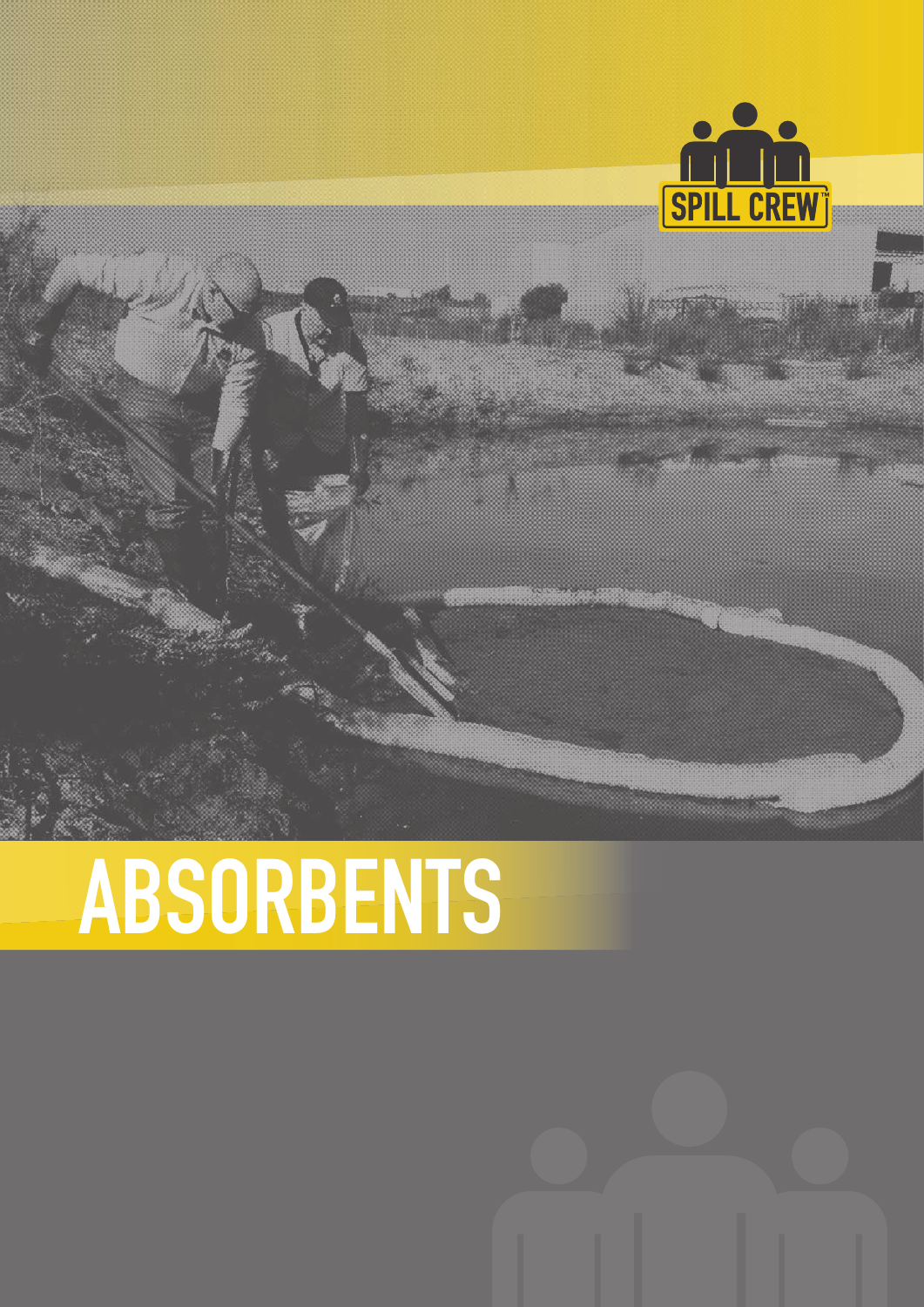SPILL CREW™

# ABSORBENTS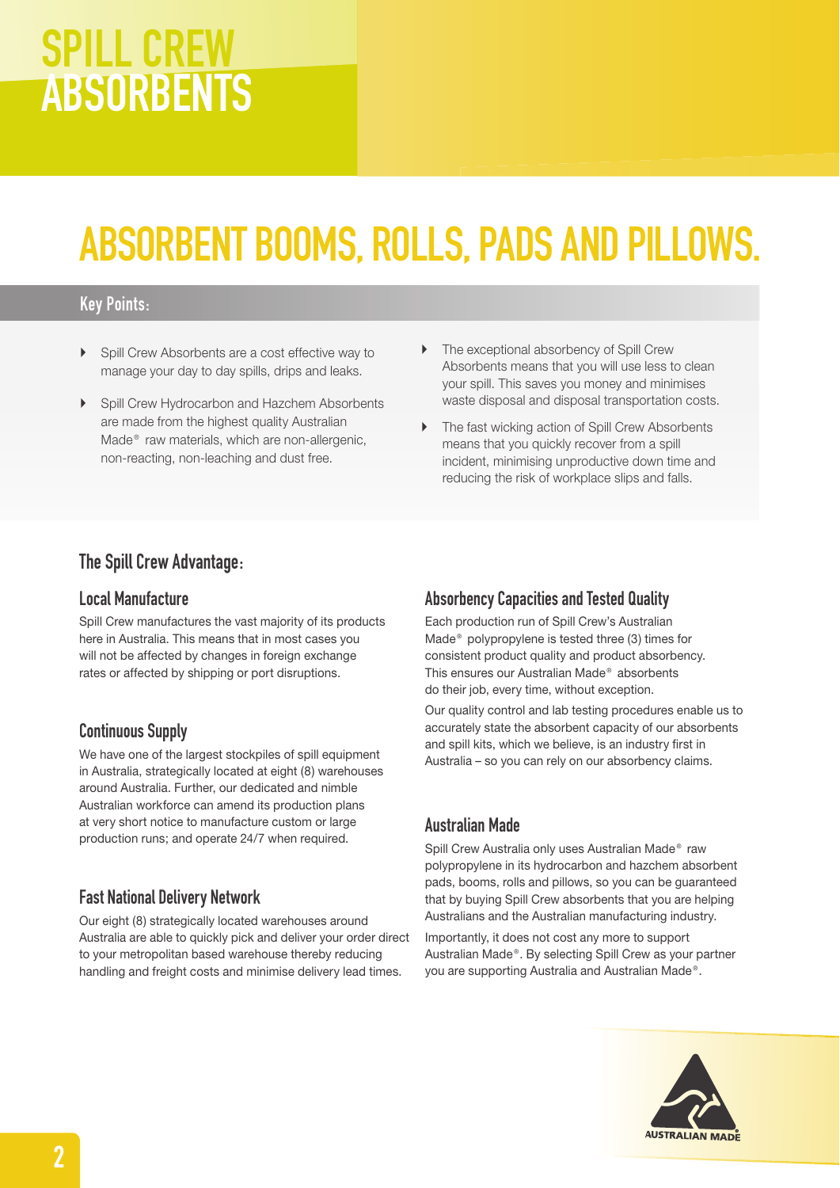# SPILL CREW ABSORBENTS

# ABSORBENT BOOMS, ROLLS, PADS AND PILLOWS.

## Key Points:

- Spill Crew Absorbents are a cost effective way to manage your day to day spills, drips and leaks.
- Spill Crew Hydrocarbon and Hazchem Absorbents are made from the highest quality Australian Made® raw materials, which are non-allergenic, non-reacting, non-leaching and dust free.
- The exceptional absorbency of Spill Crew Absorbents means that you will use less to clean your spill. This saves you money and minimises waste disposal and disposal transportation costs.
- The fast wicking action of Spill Crew Absorbents means that you quickly recover from a spill incident, minimising unproductive down time and reducing the risk of workplace slips and falls.

## The Spill Crew Advantage:

### Local Manufacture

Spill Crew manufactures the vast majority of its products here in Australia. This means that in most cases you will not be affected by changes in foreign exchange rates or affected by shipping or port disruptions.

### Continuous Supply

We have one of the largest stockpiles of spill equipment in Australia, strategically located at eight (8) warehouses around Australia. Further, our dedicated and nimble Australian workforce can amend its production plans at very short notice to manufacture custom or large production runs; and operate 24/7 when required.

### Fast National Delivery Network

Our eight (8) strategically located warehouses around Australia are able to quickly pick and deliver your order direct to your metropolitan based warehouse thereby reducing handling and freight costs and minimise delivery lead times.

### Absorbency Capacities and Tested Quality

Each production run of Spill Crew's Australian Made® polypropylene is tested three (3) times for consistent product quality and product absorbency. This ensures our Australian Made® absorbents do their job, every time, without exception.

Our quality control and lab testing procedures enable us to accurately state the absorbent capacity of our absorbents and spill kits, which we believe, is an industry first in Australia – so you can rely on our absorbency claims.

### Australian Made

Spill Crew Australia only uses Australian Made® raw polypropylene in its hydrocarbon and hazchem absorbent pads, booms, rolls and pillows, so you can be guaranteed that by buying Spill Crew absorbents that you are helping Australians and the Australian manufacturing industry.

Importantly, it does not cost any more to support Australian Made®. By selecting Spill Crew as your partner you are supporting Australia and Australian Made®.

AUSTRALIAN MADE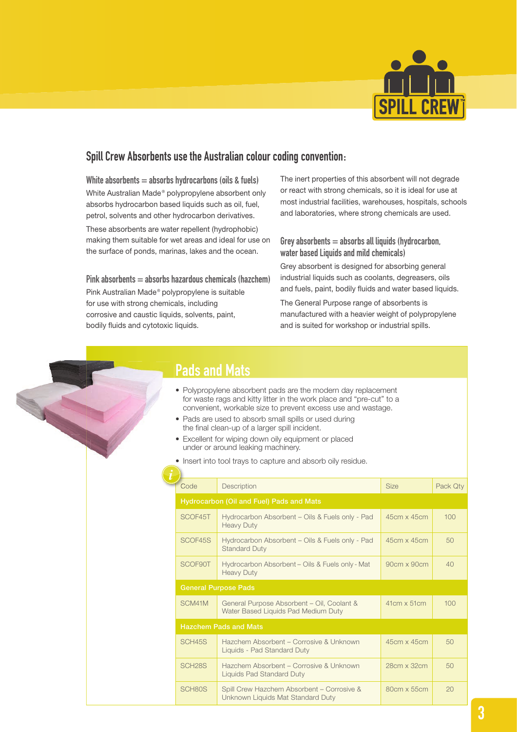## Spill Crew Absorbents use the Australian colour coding convention:

### White absorbents = absorbs hydrocarbons (oils & fuels)

White Australian Made® polypropylene absorbent only absorbs hydrocarbon based liquids such as oil, fuel, petrol, solvents and other hydrocarbon derivatives.

These absorbents are water repellent (hydrophobic) making them suitable for wet areas and ideal for use on the surface of ponds, marinas, lakes and the ocean.

### Pink absorbents = absorbs hazardous chemicals (hazchem)

Pink Australian Made® polypropylene is suitable for use with strong chemicals, including corrosive and caustic liquids, solvents, paint, bodily fluids and cytotoxic liquids.

The inert properties of this absorbent will not degrade or react with strong chemicals, so it is ideal for use at most industrial facilities, warehouses, hospitals, schools and laboratories, where strong chemicals are used.

### Grey absorbents = absorbs all liquids (hydrocarbon, water based Liquids and mild chemicals)

Grey absorbent is designed for absorbing general industrial liquids such as coolants, degreasers, oils and fuels, paint, bodily fluids and water based liquids.

The General Purpose range of absorbents is manufactured with a heavier weight of polypropylene and is suited for workshop or industrial spills.

## Pads and Mats

- Polypropylene absorbent pads are the modern day replacement for waste rags and kitty litter in the work place and "pre-cut" to a convenient, workable size to prevent excess use and wastage.
- Pads are used to absorb small spills or used during the final clean-up of a larger spill incident.
- Excellent for wiping down oily equipment or placed under or around leaking machinery.
- Insert into tool trays to capture and absorb oily residue.

| Code | Description | Size | Pack Qty |
|---|---|---|---|
| **Hydrocarbon (Oil and Fuel) Pads and Mats** | | | |
| SCOF45T | Hydrocarbon Absorbent – Oils & Fuels only - Pad Heavy Duty | 45cm x 45cm | 100 |
| SCOF45S | Hydrocarbon Absorbent – Oils & Fuels only - Pad Standard Duty | 45cm x 45cm | 50 |
| SCOF90T | Hydrocarbon Absorbent – Oils & Fuels only - Mat Heavy Duty | 90cm x 90cm | 40 |
| **General Purpose Pads** | | | |
| SCM41M | General Purpose Absorbent – Oil, Coolant & Water Based Liquids Pad Medium Duty | 41cm x 51cm | 100 |
| **Hazchem Pads and Mats** | | | |
| SCH45S | Hazchem Absorbent – Corrosive & Unknown Liquids - Pad Standard Duty | 45cm x 45cm | 50 |
| SCH28S | Hazchem Absorbent – Corrosive & Unknown Liquids Pad Standard Duty | 28cm x 32cm | 50 |
| SCH80S | Spill Crew Hazchem Absorbent – Corrosive & Unknown Liquids Mat Standard Duty | 80cm x 55cm | 20 |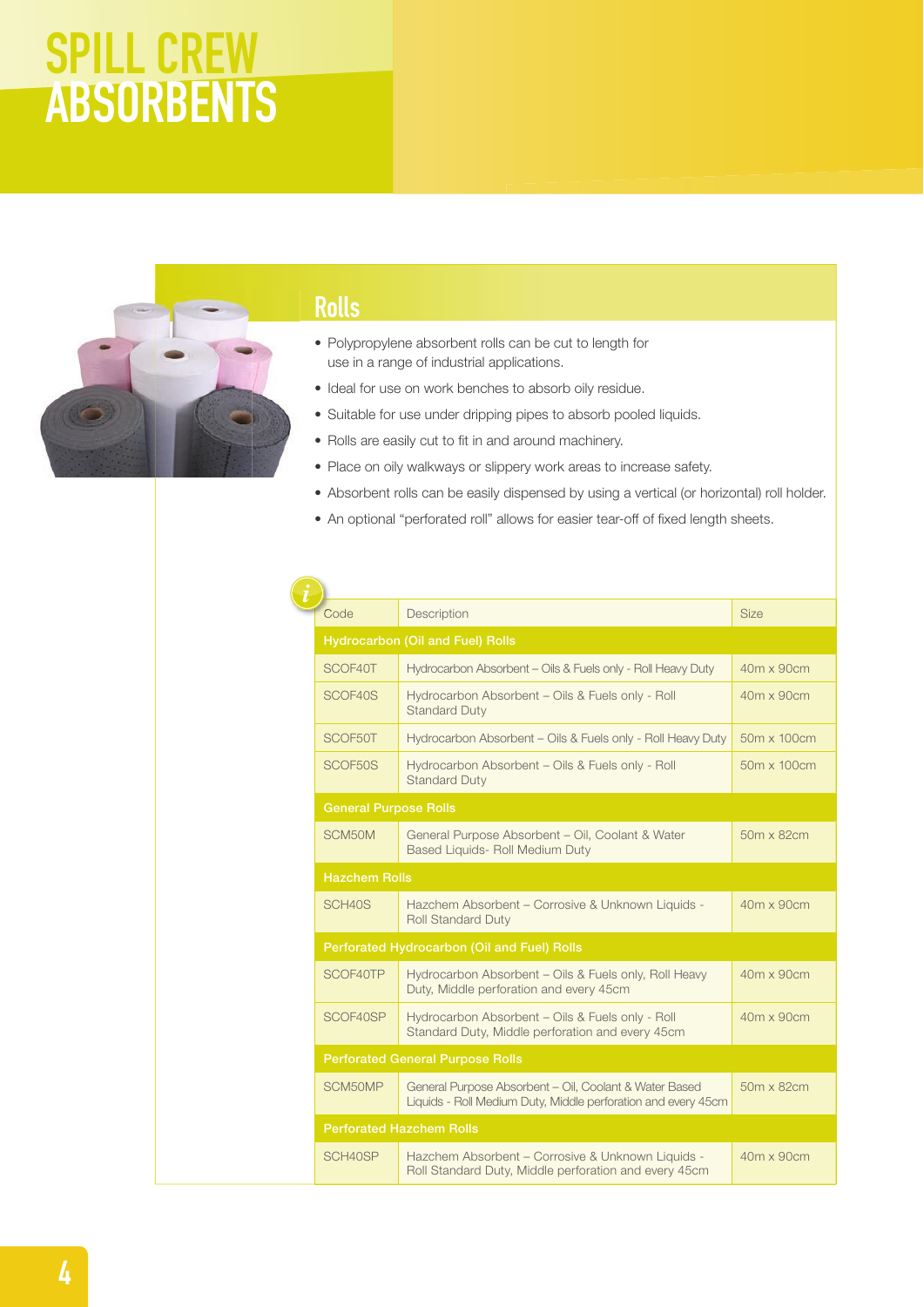# SPILL CREW ABSORBENTS

## Rolls

- Polypropylene absorbent rolls can be cut to length for use in a range of industrial applications.
- Ideal for use on work benches to absorb oily residue.
- Suitable for use under dripping pipes to absorb pooled liquids.
- Rolls are easily cut to fit in and around machinery.
- Place on oily walkways or slippery work areas to increase safety.
- Absorbent rolls can be easily dispensed by using a vertical (or horizontal) roll holder.
- An optional "perforated roll" allows for easier tear-off of fixed length sheets.

| Code | Description | Size |
|---|---|---|
| **Hydrocarbon (Oil and Fuel) Rolls** | | |
| SCOF40T | Hydrocarbon Absorbent – Oils & Fuels only - Roll Heavy Duty | 40m x 90cm |
| SCOF40S | Hydrocarbon Absorbent – Oils & Fuels only - Roll Standard Duty | 40m x 90cm |
| SCOF50T | Hydrocarbon Absorbent – Oils & Fuels only - Roll Heavy Duty | 50m x 100cm |
| SCOF50S | Hydrocarbon Absorbent – Oils & Fuels only - Roll Standard Duty | 50m x 100cm |
| **General Purpose Rolls** | | |
| SCM50M | General Purpose Absorbent – Oil, Coolant & Water Based Liquids- Roll Medium Duty | 50m x 82cm |
| **Hazchem Rolls** | | |
| SCH40S | Hazchem Absorbent – Corrosive & Unknown Liquids - Roll Standard Duty | 40m x 90cm |
| **Perforated Hydrocarbon (Oil and Fuel) Rolls** | | |
| SCOF40TP | Hydrocarbon Absorbent – Oils & Fuels only, Roll Heavy Duty, Middle perforation and every 45cm | 40m x 90cm |
| SCOF40SP | Hydrocarbon Absorbent – Oils & Fuels only - Roll Standard Duty, Middle perforation and every 45cm | 40m x 90cm |
| **Perforated General Purpose Rolls** | | |
| SCM50MP | General Purpose Absorbent – Oil, Coolant & Water Based Liquids - Roll Medium Duty, Middle perforation and every 45cm | 50m x 82cm |
| **Perforated Hazchem Rolls** | | |
| SCH40SP | Hazchem Absorbent – Corrosive & Unknown Liquids - Roll Standard Duty, Middle perforation and every 45cm | 40m x 90cm |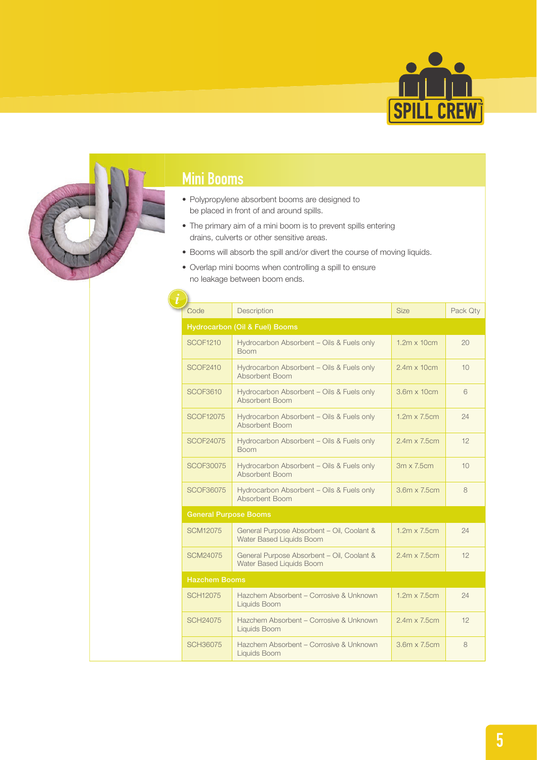## Mini Booms

- Polypropylene absorbent booms are designed to be placed in front of and around spills.
- The primary aim of a mini boom is to prevent spills entering drains, culverts or other sensitive areas.
- Booms will absorb the spill and/or divert the course of moving liquids.
- Overlap mini booms when controlling a spill to ensure no leakage between boom ends.

| Code | Description | Size | Pack Qty |
|---|---|---|---|
| **Hydrocarbon (Oil & Fuel) Booms** | | | |
| SCOF1210 | Hydrocarbon Absorbent – Oils & Fuels only Boom | 1.2m x 10cm | 20 |
| SCOF2410 | Hydrocarbon Absorbent – Oils & Fuels only Absorbent Boom | 2.4m x 10cm | 10 |
| SCOF3610 | Hydrocarbon Absorbent – Oils & Fuels only Absorbent Boom | 3.6m x 10cm | 6 |
| SCOF12075 | Hydrocarbon Absorbent – Oils & Fuels only Absorbent Boom | 1.2m x 7.5cm | 24 |
| SCOF24075 | Hydrocarbon Absorbent – Oils & Fuels only Boom | 2.4m x 7.5cm | 12 |
| SCOF30075 | Hydrocarbon Absorbent – Oils & Fuels only Absorbent Boom | 3m x 7.5cm | 10 |
| SCOF36075 | Hydrocarbon Absorbent – Oils & Fuels only Absorbent Boom | 3.6m x 7.5cm | 8 |
| **General Purpose Booms** | | | |
| SCM12075 | General Purpose Absorbent – Oil, Coolant & Water Based Liquids Boom | 1.2m x 7.5cm | 24 |
| SCM24075 | General Purpose Absorbent – Oil, Coolant & Water Based Liquids Boom | 2.4m x 7.5cm | 12 |
| **Hazchem Booms** | | | |
| SCH12075 | Hazchem Absorbent – Corrosive & Unknown Liquids Boom | 1.2m x 7.5cm | 24 |
| SCH24075 | Hazchem Absorbent – Corrosive & Unknown Liquids Boom | 2.4m x 7.5cm | 12 |
| SCH36075 | Hazchem Absorbent – Corrosive & Unknown Liquids Boom | 3.6m x 7.5cm | 8 |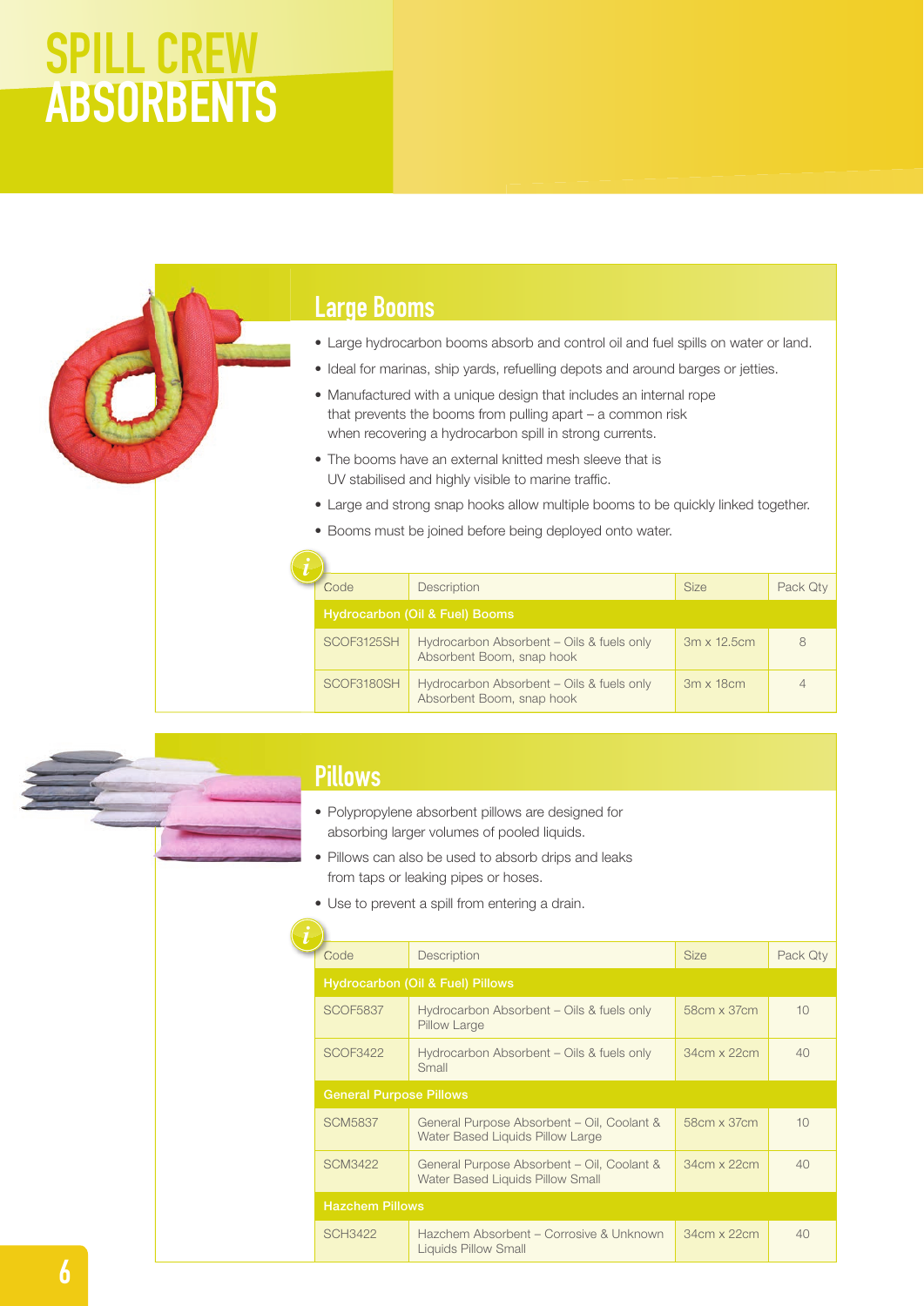# SPILL CREW ABSORBENTS

## Large Booms

- Large hydrocarbon booms absorb and control oil and fuel spills on water or land.
- Ideal for marinas, ship yards, refuelling depots and around barges or jetties.
- Manufactured with a unique design that includes an internal rope that prevents the booms from pulling apart – a common risk when recovering a hydrocarbon spill in strong currents.
- The booms have an external knitted mesh sleeve that is UV stabilised and highly visible to marine traffic.
- Large and strong snap hooks allow multiple booms to be quickly linked together.
- Booms must be joined before being deployed onto water.

| Code | Description | Size | Pack Qty |
|---|---|---|---|
| **Hydrocarbon (Oil & Fuel) Booms** | | | |
| SCOF3125SH | Hydrocarbon Absorbent – Oils & fuels only Absorbent Boom, snap hook | 3m x 12.5cm | 8 |
| SCOF3180SH | Hydrocarbon Absorbent – Oils & fuels only Absorbent Boom, snap hook | 3m x 18cm | 4 |

## Pillows

- Polypropylene absorbent pillows are designed for absorbing larger volumes of pooled liquids.
- Pillows can also be used to absorb drips and leaks from taps or leaking pipes or hoses.
- Use to prevent a spill from entering a drain.

| Code | Description | Size | Pack Qty |
|---|---|---|---|
| **Hydrocarbon (Oil & Fuel) Pillows** | | | |
| SCOF5837 | Hydrocarbon Absorbent – Oils & fuels only Pillow Large | 58cm x 37cm | 10 |
| SCOF3422 | Hydrocarbon Absorbent – Oils & fuels only Small | 34cm x 22cm | 40 |
| **General Purpose Pillows** | | | |
| SCM5837 | General Purpose Absorbent – Oil, Coolant & Water Based Liquids Pillow Large | 58cm x 37cm | 10 |
| SCM3422 | General Purpose Absorbent – Oil, Coolant & Water Based Liquids Pillow Small | 34cm x 22cm | 40 |
| **Hazchem Pillows** | | | |
| SCH3422 | Hazchem Absorbent – Corrosive & Unknown Liquids Pillow Small | 34cm x 22cm | 40 |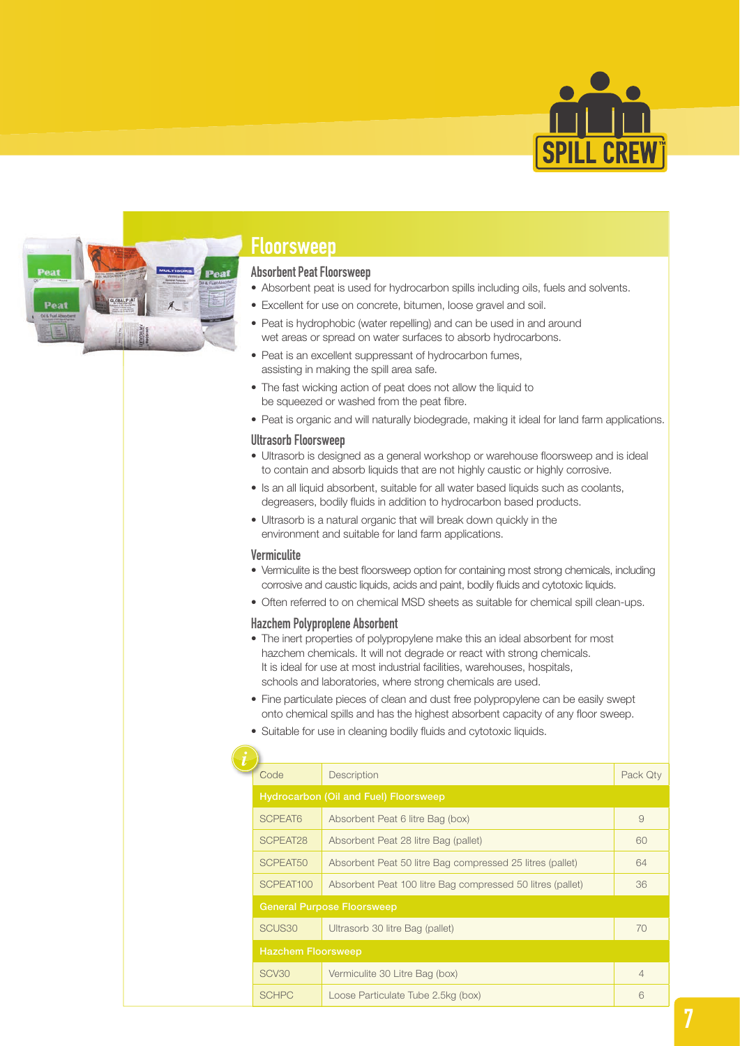# Floorsweep

## Absorbent Peat Floorsweep

- Absorbent peat is used for hydrocarbon spills including oils, fuels and solvents.
- Excellent for use on concrete, bitumen, loose gravel and soil.
- Peat is hydrophobic (water repelling) and can be used in and around wet areas or spread on water surfaces to absorb hydrocarbons.
- Peat is an excellent suppressant of hydrocarbon fumes, assisting in making the spill area safe.
- The fast wicking action of peat does not allow the liquid to be squeezed or washed from the peat fibre.
- Peat is organic and will naturally biodegrade, making it ideal for land farm applications.

## Ultrasorb Floorsweep

- Ultrasorb is designed as a general workshop or warehouse floorsweep and is ideal to contain and absorb liquids that are not highly caustic or highly corrosive.
- Is an all liquid absorbent, suitable for all water based liquids such as coolants, degreasers, bodily fluids in addition to hydrocarbon based products.
- Ultrasorb is a natural organic that will break down quickly in the environment and suitable for land farm applications.

## Vermiculite

- Vermiculite is the best floorsweep option for containing most strong chemicals, including corrosive and caustic liquids, acids and paint, bodily fluids and cytotoxic liquids.
- Often referred to on chemical MSD sheets as suitable for chemical spill clean-ups.

## Hazchem Polyproplene Absorbent

- The inert properties of polypropylene make this an ideal absorbent for most hazchem chemicals. It will not degrade or react with strong chemicals. It is ideal for use at most industrial facilities, warehouses, hospitals, schools and laboratories, where strong chemicals are used.
- Fine particulate pieces of clean and dust free polypropylene can be easily swept onto chemical spills and has the highest absorbent capacity of any floor sweep.
- Suitable for use in cleaning bodily fluids and cytotoxic liquids.

| Code | Description | Pack Qty |
|---|---|---|
| **Hydrocarbon (Oil and Fuel) Floorsweep** | | |
| SCPEAT6 | Absorbent Peat 6 litre Bag (box) | 9 |
| SCPEAT28 | Absorbent Peat 28 litre Bag (pallet) | 60 |
| SCPEAT50 | Absorbent Peat 50 litre Bag compressed 25 litres (pallet) | 64 |
| SCPEAT100 | Absorbent Peat 100 litre Bag compressed 50 litres (pallet) | 36 |
| **General Purpose Floorsweep** | | |
| SCUS30 | Ultrasorb 30 litre Bag (pallet) | 70 |
| **Hazchem Floorsweep** | | |
| SCV30 | Vermiculite 30 Litre Bag (box) | 4 |
| SCHPC | Loose Particulate Tube 2.5kg (box) | 6 |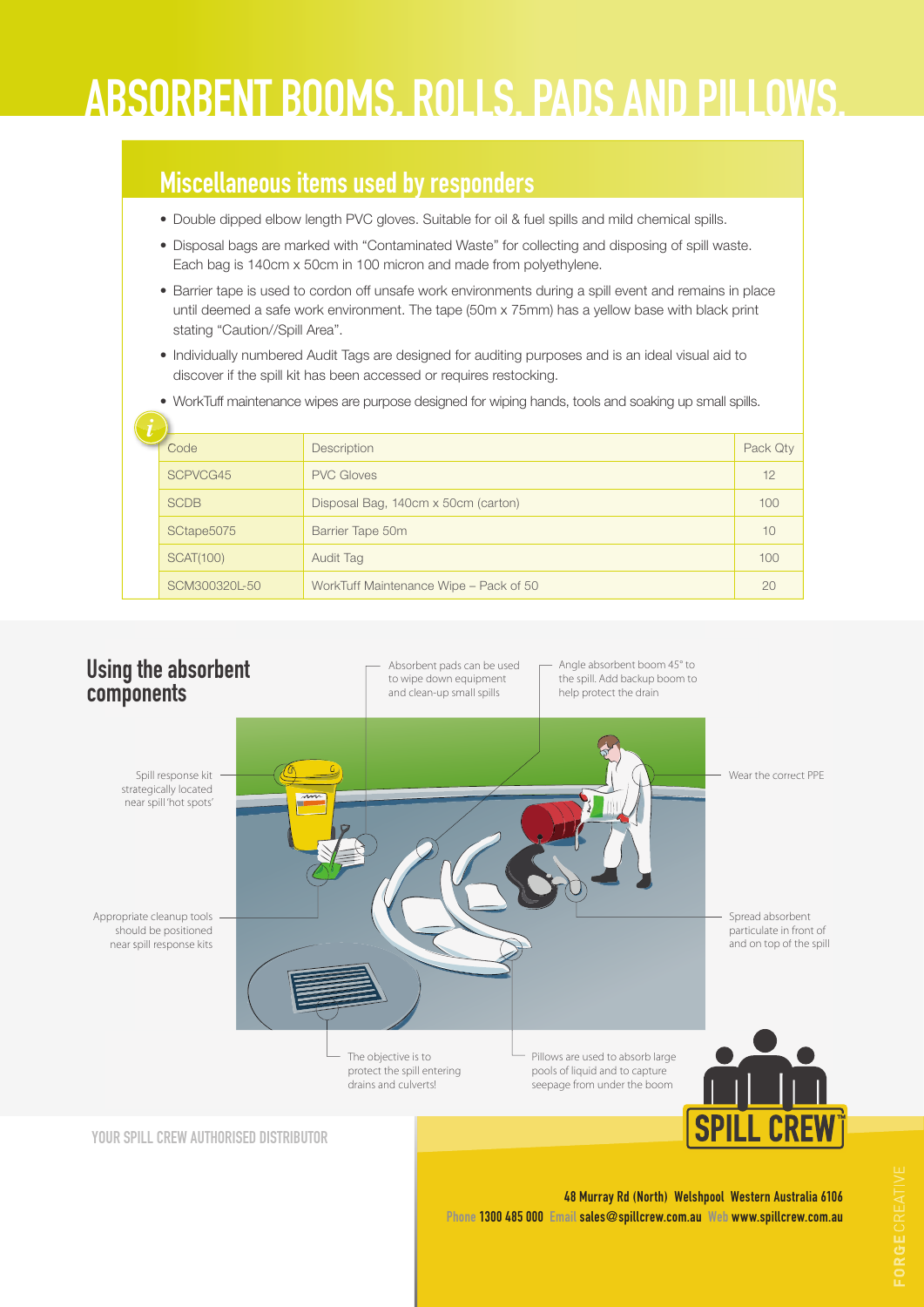# ABSORBENT BOOMS, ROLLS, PADS AND PILLOWS.

## Miscellaneous items used by responders

- Double dipped elbow length PVC gloves. Suitable for oil & fuel spills and mild chemical spills.
- Disposal bags are marked with "Contaminated Waste" for collecting and disposing of spill waste. Each bag is 140cm x 50cm in 100 micron and made from polyethylene.
- Barrier tape is used to cordon off unsafe work environments during a spill event and remains in place until deemed a safe work environment. The tape (50m x 75mm) has a yellow base with black print stating "Caution//Spill Area".
- Individually numbered Audit Tags are designed for auditing purposes and is an ideal visual aid to discover if the spill kit has been accessed or requires restocking.
- WorkTuff maintenance wipes are purpose designed for wiping hands, tools and soaking up small spills.

| Code | Description | Pack Qty |
|---|---|---|
| SCPVCG45 | PVC Gloves | 12 |
| SCDB | Disposal Bag, 140cm x 50cm (carton) | 100 |
| SCtape5075 | Barrier Tape 50m | 10 |
| SCAT(100) | Audit Tag | 100 |
| SCM300320L-50 | WorkTuff Maintenance Wipe – Pack of 50 | 20 |

## Using the absorbent components

Absorbent pads can be used to wipe down equipment and clean-up small spills

Angle absorbent boom 45° to the spill. Add backup boom to help protect the drain

Spill response kit strategically located near spill 'hot spots'

Wear the correct PPE

Appropriate cleanup tools should be positioned near spill response kits

Spread absorbent particulate in front of and on top of the spill

The objective is to protect the spill entering drains and culverts!

Pillows are used to absorb large pools of liquid and to capture seepage from under the boom

YOUR SPILL CREW AUTHORISED DISTRIBUTOR

SPILL CREW™

48 Murray Rd (North) Welshpool Western Australia 6106
Phone 1300 485 000 Email sales@spillcrew.com.au Web www.spillcrew.com.au